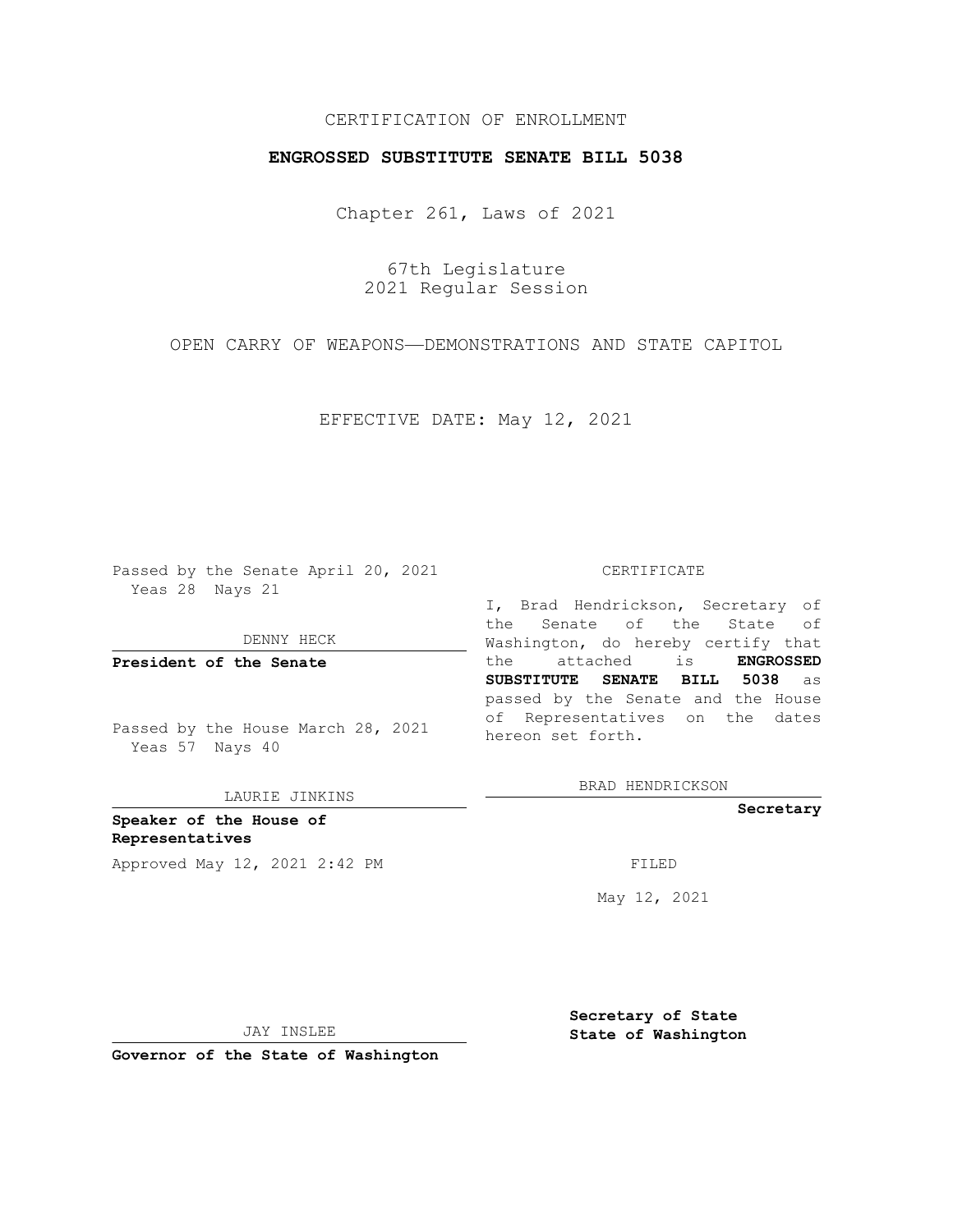CERTIFICATION OF ENROLLMENT

**ENGROSSED SUBSTITUTE SENATE BILL 5038**

Chapter 261, Laws of 2021

67th Legislature
2021 Regular Session

OPEN CARRY OF WEAPONS—DEMONSTRATIONS AND STATE CAPITOL

EFFECTIVE DATE: May 12, 2021

Passed by the Senate April 20, 2021
Yeas 28 Nays 21

DENNY HECK

**President of the Senate**

Passed by the House March 28, 2021
Yeas 57 Nays 40

LAURIE JINKINS

**Speaker of the House of Representatives**

Approved May 12, 2021 2:42 PM

JAY INSLEE

**Governor of the State of Washington**

CERTIFICATE

I, Brad Hendrickson, Secretary of the Senate of the State of Washington, do hereby certify that the attached is **ENGROSSED SUBSTITUTE SENATE BILL 5038** as passed by the Senate and the House of Representatives on the dates hereon set forth.

BRAD HENDRICKSON

**Secretary**

FILED

May 12, 2021

**Secretary of State**
**State of Washington**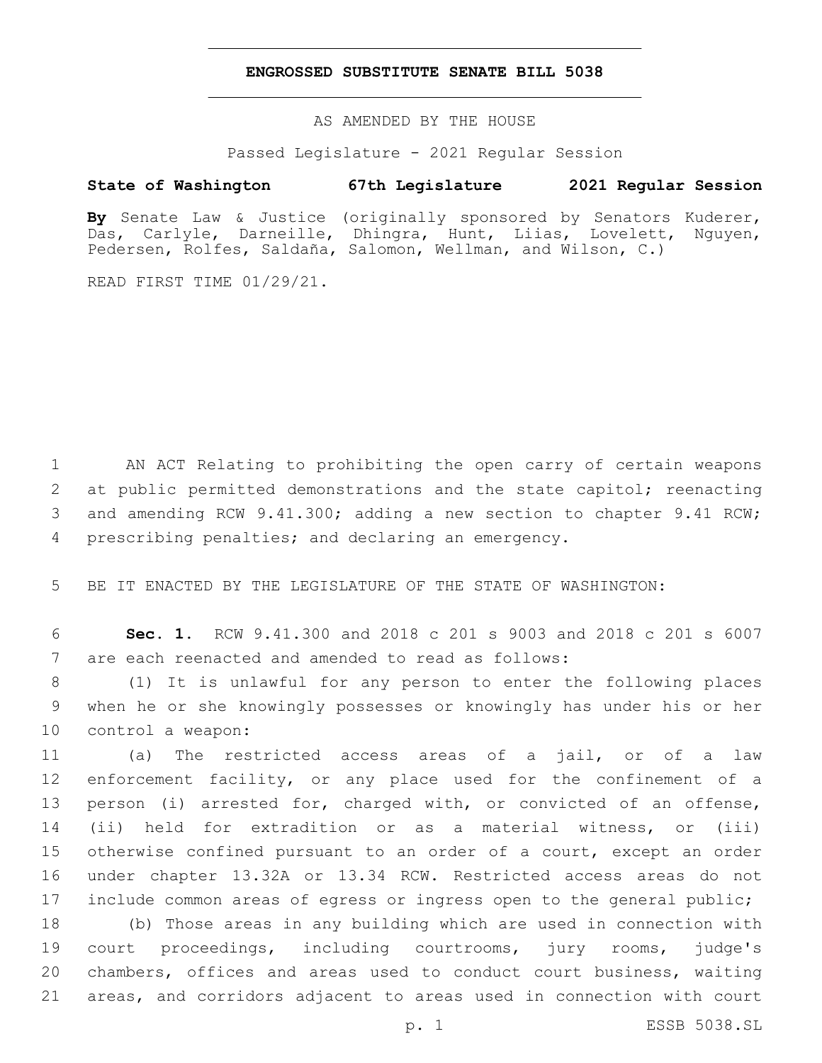# ENGROSSED SUBSTITUTE SENATE BILL 5038

AS AMENDED BY THE HOUSE

Passed Legislature - 2021 Regular Session

**State of Washington 67th Legislature 2021 Regular Session**

**By** Senate Law & Justice (originally sponsored by Senators Kuderer, Das, Carlyle, Darneille, Dhingra, Hunt, Liias, Lovelett, Nguyen, Pedersen, Rolfes, Saldaña, Salomon, Wellman, and Wilson, C.)

READ FIRST TIME 01/29/21.

AN ACT Relating to prohibiting the open carry of certain weapons at public permitted demonstrations and the state capitol; reenacting and amending RCW 9.41.300; adding a new section to chapter 9.41 RCW; prescribing penalties; and declaring an emergency.

BE IT ENACTED BY THE LEGISLATURE OF THE STATE OF WASHINGTON:

**Sec. 1.** RCW 9.41.300 and 2018 c 201 s 9003 and 2018 c 201 s 6007 are each reenacted and amended to read as follows:

(1) It is unlawful for any person to enter the following places when he or she knowingly possesses or knowingly has under his or her control a weapon:

(a) The restricted access areas of a jail, or of a law enforcement facility, or any place used for the confinement of a person (i) arrested for, charged with, or convicted of an offense, (ii) held for extradition or as a material witness, or (iii) otherwise confined pursuant to an order of a court, except an order under chapter 13.32A or 13.34 RCW. Restricted access areas do not include common areas of egress or ingress open to the general public;

(b) Those areas in any building which are used in connection with court proceedings, including courtrooms, jury rooms, judge's chambers, offices and areas used to conduct court business, waiting areas, and corridors adjacent to areas used in connection with court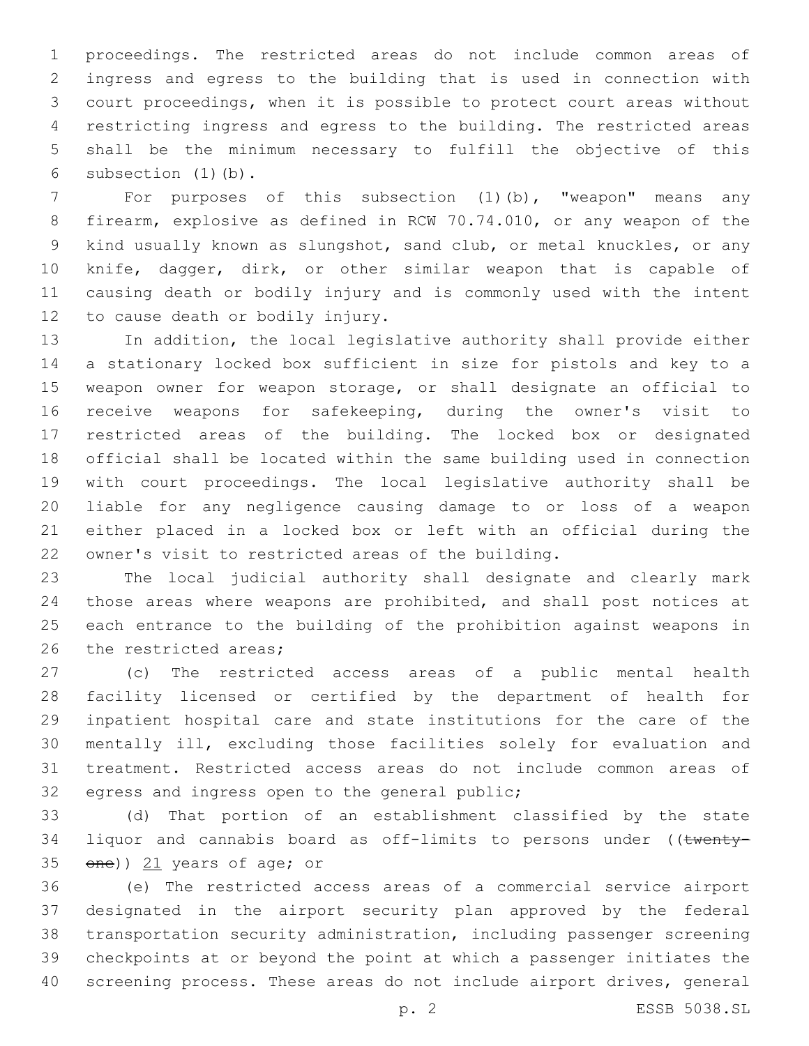proceedings. The restricted areas do not include common areas of ingress and egress to the building that is used in connection with court proceedings, when it is possible to protect court areas without restricting ingress and egress to the building. The restricted areas shall be the minimum necessary to fulfill the objective of this subsection (1)(b).

For purposes of this subsection (1)(b), "weapon" means any firearm, explosive as defined in RCW 70.74.010, or any weapon of the kind usually known as slungshot, sand club, or metal knuckles, or any knife, dagger, dirk, or other similar weapon that is capable of causing death or bodily injury and is commonly used with the intent to cause death or bodily injury.

In addition, the local legislative authority shall provide either a stationary locked box sufficient in size for pistols and key to a weapon owner for weapon storage, or shall designate an official to receive weapons for safekeeping, during the owner's visit to restricted areas of the building. The locked box or designated official shall be located within the same building used in connection with court proceedings. The local legislative authority shall be liable for any negligence causing damage to or loss of a weapon either placed in a locked box or left with an official during the owner's visit to restricted areas of the building.

The local judicial authority shall designate and clearly mark those areas where weapons are prohibited, and shall post notices at each entrance to the building of the prohibition against weapons in the restricted areas;

(c) The restricted access areas of a public mental health facility licensed or certified by the department of health for inpatient hospital care and state institutions for the care of the mentally ill, excluding those facilities solely for evaluation and treatment. Restricted access areas do not include common areas of egress and ingress open to the general public;

(d) That portion of an establishment classified by the state liquor and cannabis board as off-limits to persons under ((~~twenty-one~~)) 21 years of age; or

(e) The restricted access areas of a commercial service airport designated in the airport security plan approved by the federal transportation security administration, including passenger screening checkpoints at or beyond the point at which a passenger initiates the screening process. These areas do not include airport drives, general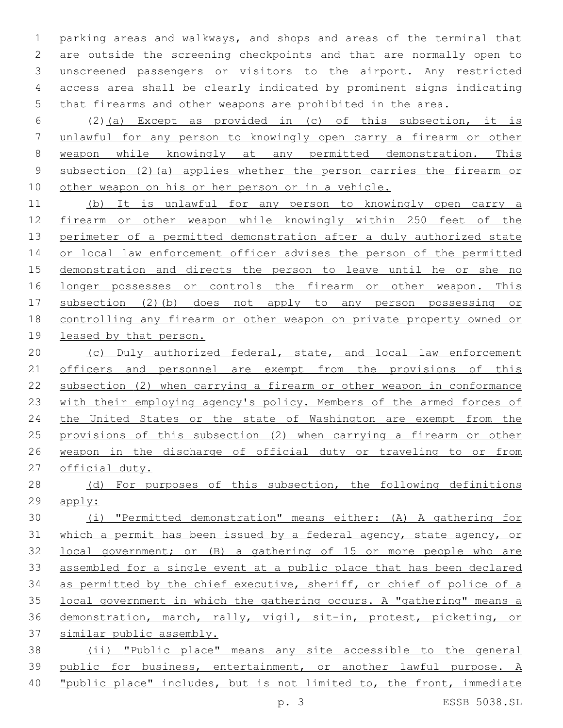parking areas and walkways, and shops and areas of the terminal that are outside the screening checkpoints and that are normally open to unscreened passengers or visitors to the airport. Any restricted access area shall be clearly indicated by prominent signs indicating that firearms and other weapons are prohibited in the area.

(2)(a) Except as provided in (c) of this subsection, it is unlawful for any person to knowingly open carry a firearm or other weapon while knowingly at any permitted demonstration. This subsection (2)(a) applies whether the person carries the firearm or other weapon on his or her person or in a vehicle.

(b) It is unlawful for any person to knowingly open carry a firearm or other weapon while knowingly within 250 feet of the perimeter of a permitted demonstration after a duly authorized state or local law enforcement officer advises the person of the permitted demonstration and directs the person to leave until he or she no longer possesses or controls the firearm or other weapon. This subsection (2)(b) does not apply to any person possessing or controlling any firearm or other weapon on private property owned or leased by that person.

(c) Duly authorized federal, state, and local law enforcement officers and personnel are exempt from the provisions of this subsection (2) when carrying a firearm or other weapon in conformance with their employing agency's policy. Members of the armed forces of the United States or the state of Washington are exempt from the provisions of this subsection (2) when carrying a firearm or other weapon in the discharge of official duty or traveling to or from official duty.

(d) For purposes of this subsection, the following definitions apply:

(i) "Permitted demonstration" means either: (A) A gathering for which a permit has been issued by a federal agency, state agency, or local government; or (B) a gathering of 15 or more people who are assembled for a single event at a public place that has been declared as permitted by the chief executive, sheriff, or chief of police of a local government in which the gathering occurs. A "gathering" means a demonstration, march, rally, vigil, sit-in, protest, picketing, or similar public assembly.

(ii) "Public place" means any site accessible to the general public for business, entertainment, or another lawful purpose. A "public place" includes, but is not limited to, the front, immediate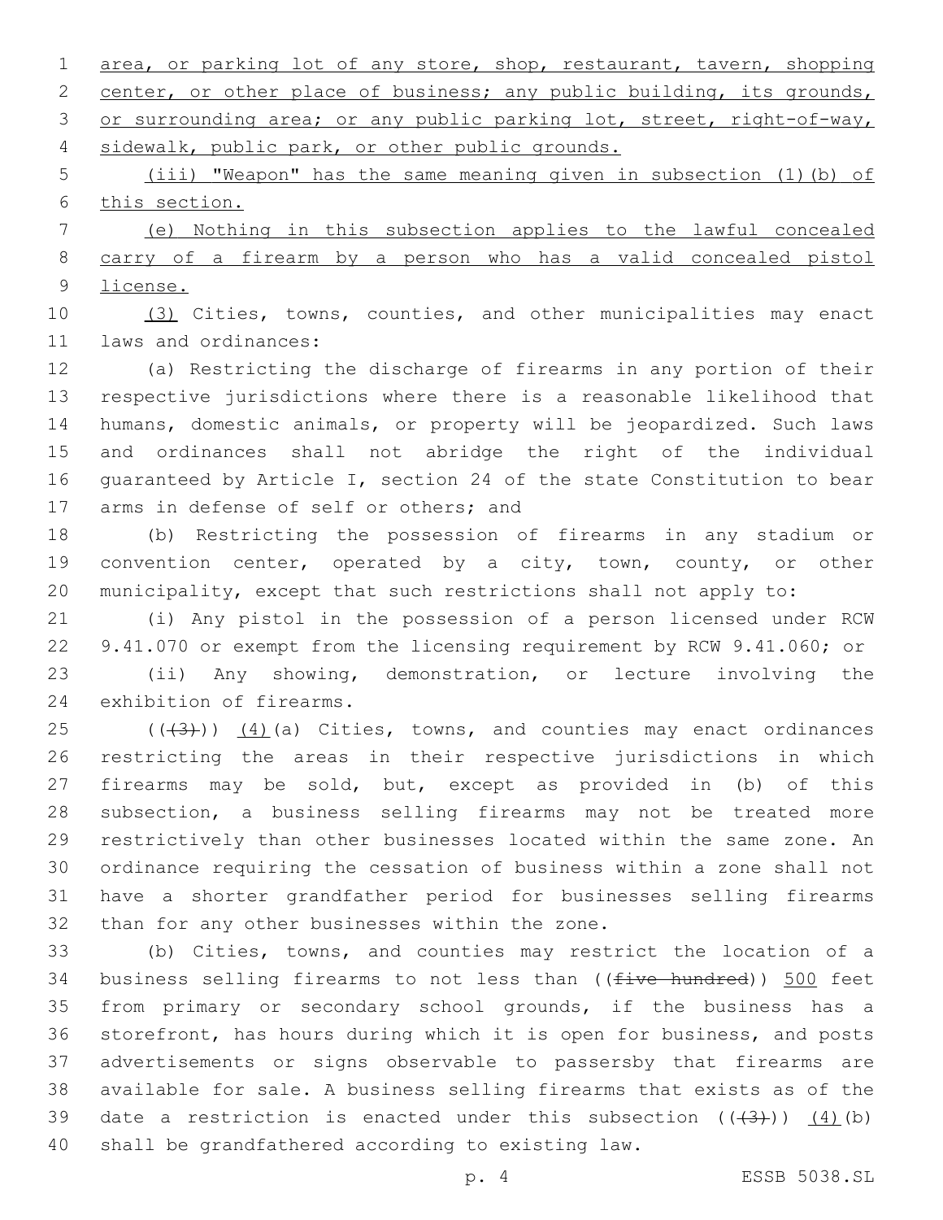area, or parking lot of any store, shop, restaurant, tavern, shopping center, or other place of business; any public building, its grounds, or surrounding area; or any public parking lot, street, right-of-way, sidewalk, public park, or other public grounds.

(iii) "Weapon" has the same meaning given in subsection (1)(b) of this section.

(e) Nothing in this subsection applies to the lawful concealed carry of a firearm by a person who has a valid concealed pistol license.

(3) Cities, towns, counties, and other municipalities may enact laws and ordinances:

(a) Restricting the discharge of firearms in any portion of their respective jurisdictions where there is a reasonable likelihood that humans, domestic animals, or property will be jeopardized. Such laws and ordinances shall not abridge the right of the individual guaranteed by Article I, section 24 of the state Constitution to bear arms in defense of self or others; and

(b) Restricting the possession of firearms in any stadium or convention center, operated by a city, town, county, or other municipality, except that such restrictions shall not apply to:

(i) Any pistol in the possession of a person licensed under RCW 9.41.070 or exempt from the licensing requirement by RCW 9.41.060; or

(ii) Any showing, demonstration, or lecture involving the exhibition of firearms.

(((3))) (4)(a) Cities, towns, and counties may enact ordinances restricting the areas in their respective jurisdictions in which firearms may be sold, but, except as provided in (b) of this subsection, a business selling firearms may not be treated more restrictively than other businesses located within the same zone. An ordinance requiring the cessation of business within a zone shall not have a shorter grandfather period for businesses selling firearms than for any other businesses within the zone.

(b) Cities, towns, and counties may restrict the location of a business selling firearms to not less than ((~~five hundred~~)) 500 feet from primary or secondary school grounds, if the business has a storefront, has hours during which it is open for business, and posts advertisements or signs observable to passersby that firearms are available for sale. A business selling firearms that exists as of the date a restriction is enacted under this subsection (((3))) (4)(b) shall be grandfathered according to existing law.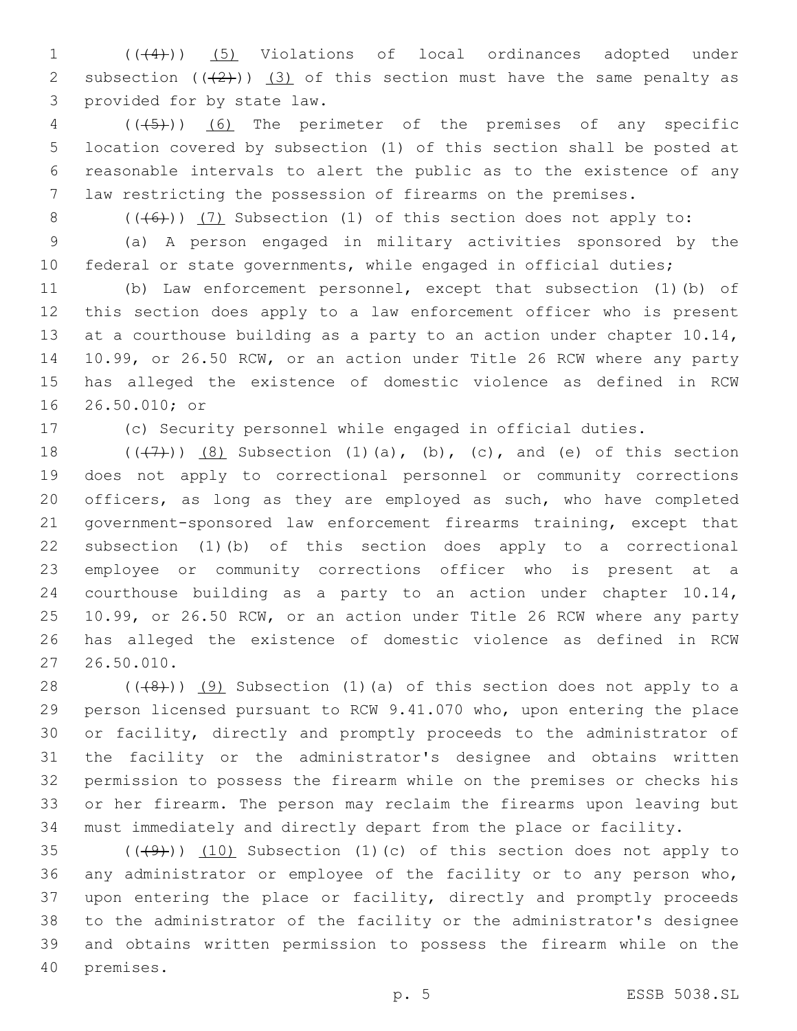(((4))) (5) Violations of local ordinances adopted under subsection (((2))) (3) of this section must have the same penalty as provided for by state law.

(((5))) (6) The perimeter of the premises of any specific location covered by subsection (1) of this section shall be posted at reasonable intervals to alert the public as to the existence of any law restricting the possession of firearms on the premises.

(((6))) (7) Subsection (1) of this section does not apply to:

(a) A person engaged in military activities sponsored by the federal or state governments, while engaged in official duties;

(b) Law enforcement personnel, except that subsection (1)(b) of this section does apply to a law enforcement officer who is present at a courthouse building as a party to an action under chapter 10.14, 10.99, or 26.50 RCW, or an action under Title 26 RCW where any party has alleged the existence of domestic violence as defined in RCW 26.50.010; or

(c) Security personnel while engaged in official duties.

(((7))) (8) Subsection (1)(a), (b), (c), and (e) of this section does not apply to correctional personnel or community corrections officers, as long as they are employed as such, who have completed government-sponsored law enforcement firearms training, except that subsection (1)(b) of this section does apply to a correctional employee or community corrections officer who is present at a courthouse building as a party to an action under chapter 10.14, 10.99, or 26.50 RCW, or an action under Title 26 RCW where any party has alleged the existence of domestic violence as defined in RCW 26.50.010.

(((8))) (9) Subsection (1)(a) of this section does not apply to a person licensed pursuant to RCW 9.41.070 who, upon entering the place or facility, directly and promptly proceeds to the administrator of the facility or the administrator's designee and obtains written permission to possess the firearm while on the premises or checks his or her firearm. The person may reclaim the firearms upon leaving but must immediately and directly depart from the place or facility.

(((9))) (10) Subsection (1)(c) of this section does not apply to any administrator or employee of the facility or to any person who, upon entering the place or facility, directly and promptly proceeds to the administrator of the facility or the administrator's designee and obtains written permission to possess the firearm while on the premises.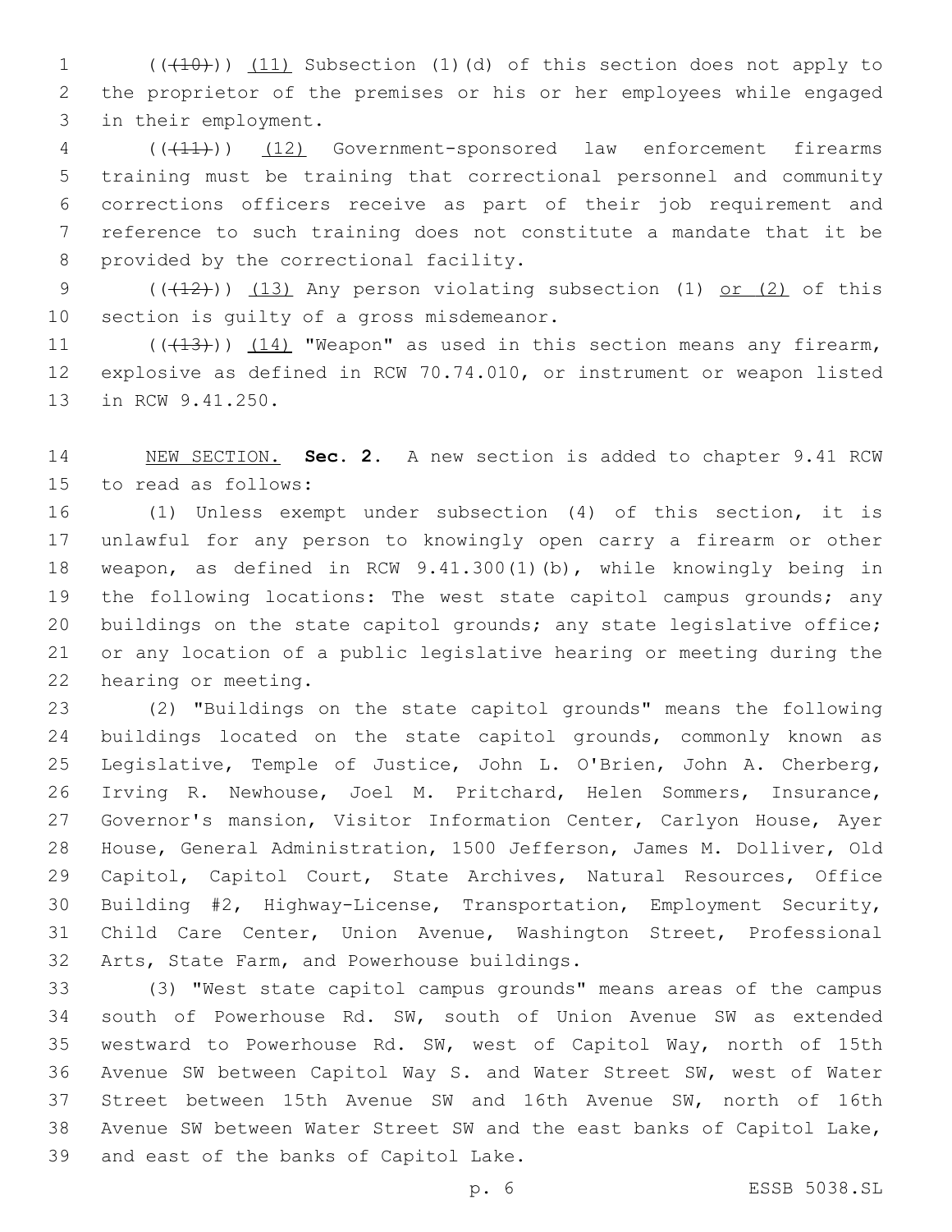((~~(10)~~)) <u>(11)</u> Subsection (1)(d) of this section does not apply to the proprietor of the premises or his or her employees while engaged in their employment.

((~~(11)~~)) <u>(12)</u> Government-sponsored law enforcement firearms training must be training that correctional personnel and community corrections officers receive as part of their job requirement and reference to such training does not constitute a mandate that it be provided by the correctional facility.

((~~(12)~~)) <u>(13)</u> Any person violating subsection (1) <u>or (2)</u> of this section is guilty of a gross misdemeanor.

((~~(13)~~)) <u>(14)</u> "Weapon" as used in this section means any firearm, explosive as defined in RCW 70.74.010, or instrument or weapon listed in RCW 9.41.250.

<u>NEW SECTION.</u> **Sec. 2.** A new section is added to chapter 9.41 RCW to read as follows:

(1) Unless exempt under subsection (4) of this section, it is unlawful for any person to knowingly open carry a firearm or other weapon, as defined in RCW 9.41.300(1)(b), while knowingly being in the following locations: The west state capitol campus grounds; any buildings on the state capitol grounds; any state legislative office; or any location of a public legislative hearing or meeting during the hearing or meeting.

(2) "Buildings on the state capitol grounds" means the following buildings located on the state capitol grounds, commonly known as Legislative, Temple of Justice, John L. O'Brien, John A. Cherberg, Irving R. Newhouse, Joel M. Pritchard, Helen Sommers, Insurance, Governor's mansion, Visitor Information Center, Carlyon House, Ayer House, General Administration, 1500 Jefferson, James M. Dolliver, Old Capitol, Capitol Court, State Archives, Natural Resources, Office Building #2, Highway-License, Transportation, Employment Security, Child Care Center, Union Avenue, Washington Street, Professional Arts, State Farm, and Powerhouse buildings.

(3) "West state capitol campus grounds" means areas of the campus south of Powerhouse Rd. SW, south of Union Avenue SW as extended westward to Powerhouse Rd. SW, west of Capitol Way, north of 15th Avenue SW between Capitol Way S. and Water Street SW, west of Water Street between 15th Avenue SW and 16th Avenue SW, north of 16th Avenue SW between Water Street SW and the east banks of Capitol Lake, and east of the banks of Capitol Lake.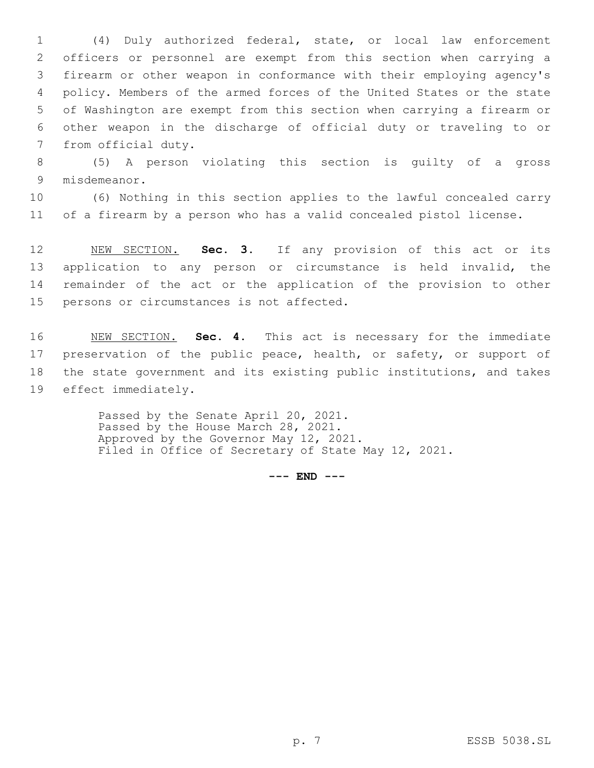(4) Duly authorized federal, state, or local law enforcement officers or personnel are exempt from this section when carrying a firearm or other weapon in conformance with their employing agency's policy. Members of the armed forces of the United States or the state of Washington are exempt from this section when carrying a firearm or other weapon in the discharge of official duty or traveling to or from official duty.

(5) A person violating this section is guilty of a gross misdemeanor.

(6) Nothing in this section applies to the lawful concealed carry of a firearm by a person who has a valid concealed pistol license.

NEW SECTION. **Sec. 3.** If any provision of this act or its application to any person or circumstance is held invalid, the remainder of the act or the application of the provision to other persons or circumstances is not affected.

NEW SECTION. **Sec. 4.** This act is necessary for the immediate preservation of the public peace, health, or safety, or support of the state government and its existing public institutions, and takes effect immediately.

Passed by the Senate April 20, 2021.
Passed by the House March 28, 2021.
Approved by the Governor May 12, 2021.
Filed in Office of Secretary of State May 12, 2021.

**--- END ---**